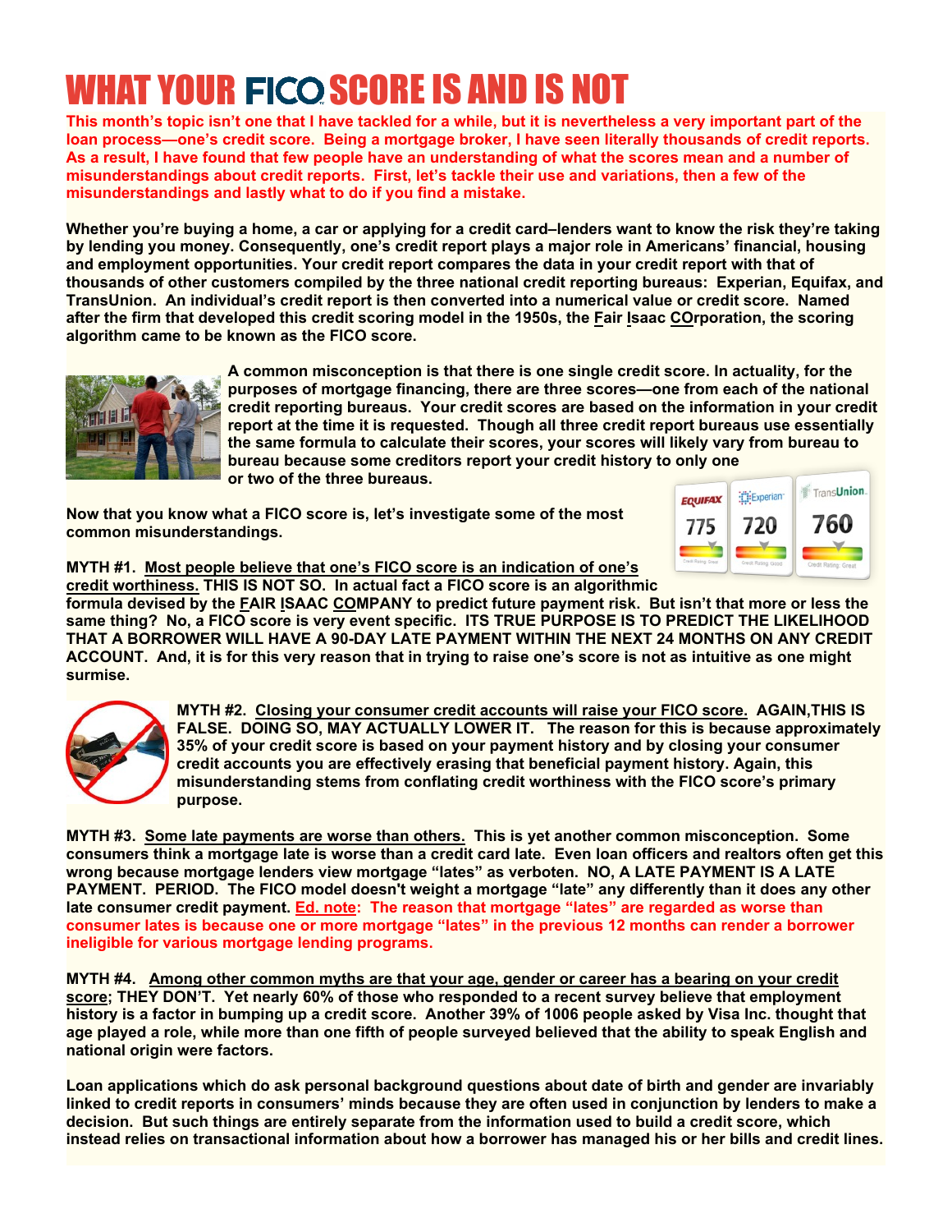# WHAT YOUR FICO SCORE IS AND IS NOT

**This month's topic isn't one that I have tackled for a while, but it is nevertheless a very important part of the loan process—one's credit score. Being a mortgage broker, I have seen literally thousands of credit reports. As a result, I have found that few people have an understanding of what the scores mean and a number of misunderstandings about credit reports. First, let's tackle their use and variations, then a few of the misunderstandings and lastly what to do if you find a mistake.**

**Whether you're buying a home, a car or applying for a credit card–lenders want to know the risk they're taking by lending you money. Consequently, one's credit report plays a major role in Americans' financial, housing and employment opportunities. Your credit report compares the data in your credit report with that of thousands of other customers compiled by the three national credit reporting bureaus: Experian, Equifax, and TransUnion. An individual's credit report is then converted into a numerical value or credit score. Named after the firm that developed this credit scoring model in the 1950s, the Fair Isaac COrporation, the scoring algorithm came to be known as the FICO score.**

**A common misconception is that there is one single credit score. In actuality, for the purposes of mortgage financing, there are three scores—one from each of the national credit reporting bureaus. Your credit scores are based on the information in your credit report at the time it is requested. Though all three credit report bureaus use essentially the same formula to calculate their scores, your scores will likely vary from bureau to bureau because some creditors report your credit history to only one or two of the three bureaus.**

**Now that you know what a FICO score is, let's investigate some of the most common misunderstandings.**

**MYTH #1. Most people believe that one's FICO score is an indication of one's credit worthiness. THIS IS NOT SO. In actual fact a FICO score is an algorithmic formula devised by the FAIR ISAAC COMPANY to predict future payment risk. But isn't that more or less the same thing? No, a FICO score is very event specific. ITS TRUE PURPOSE IS TO PREDICT THE LIKELIHOOD THAT A BORROWER WILL HAVE A 90-DAY LATE PAYMENT WITHIN THE NEXT 24 MONTHS ON ANY CREDIT ACCOUNT. And, it is for this very reason that in trying to raise one's score is not as intuitive as one might surmise.**

**MYTH #2. Closing your consumer credit accounts will raise your FICO score. AGAIN,THIS IS FALSE. DOING SO, MAY ACTUALLY LOWER IT. The reason for this is because approximately 35% of your credit score is based on your payment history and by closing your consumer credit accounts you are effectively erasing that beneficial payment history. Again, this misunderstanding stems from conflating credit worthiness with the FICO score's primary purpose.**

**MYTH #3. Some late payments are worse than others. This is yet another common misconception. Some consumers think a mortgage late is worse than a credit card late. Even loan officers and realtors often get this wrong because mortgage lenders view mortgage "lates" as verboten. NO, A LATE PAYMENT IS A LATE PAYMENT. PERIOD. The FICO model doesn't weight a mortgage "late" any differently than it does any other late consumer credit payment. Ed. note: The reason that mortgage "lates" are regarded as worse than consumer lates is because one or more mortgage "lates" in the previous 12 months can render a borrower ineligible for various mortgage lending programs.**

**MYTH #4. Among other common myths are that your age, gender or career has a bearing on your credit score; THEY DON'T. Yet nearly 60% of those who responded to a recent survey believe that employment history is a factor in bumping up a credit score. Another 39% of 1006 people asked by Visa Inc. thought that age played a role, while more than one fifth of people surveyed believed that the ability to speak English and national origin were factors.**

**Loan applications which do ask personal background questions about date of birth and gender are invariably linked to credit reports in consumers' minds because they are often used in conjunction by lenders to make a decision. But such things are entirely separate from the information used to build a credit score, which instead relies on transactional information about how a borrower has managed his or her bills and credit lines.**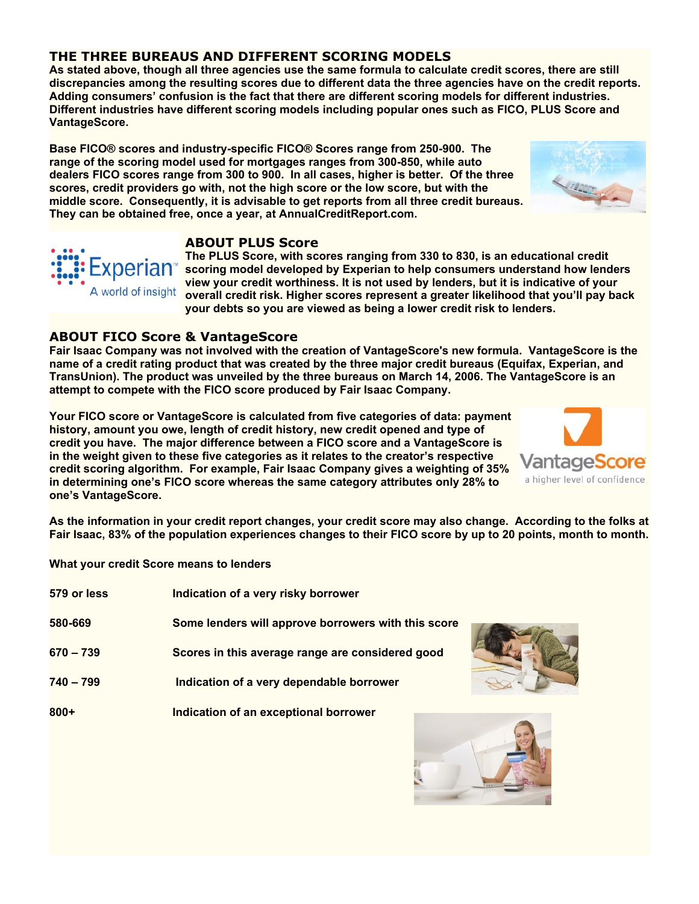## THE THREE BUREAUS AND DIFFERENT SCORING MODELS

**As stated above, though all three agencies use the same formula to calculate credit scores, there are still discrepancies among the resulting scores due to different data the three agencies have on the credit reports. Adding consumers' confusion is the fact that there are different scoring models for different industries. Different industries have different scoring models including popular ones such as FICO, PLUS Score and VantageScore.**

**Base FICO® scores and industry-specific FICO® Scores range from 250-900. The range of the scoring model used for mortgages ranges from 300-850, while auto dealers FICO scores range from 300 to 900. In all cases, higher is better. Of the three scores, credit providers go with, not the high score or the low score, but with the middle score. Consequently, it is advisable to get reports from all three credit bureaus. They can be obtained free, once a year, at AnnualCreditReport.com.**

## ABOUT PLUS Score

**The PLUS Score, with scores ranging from 330 to 830, is an educational credit scoring model developed by Experian to help consumers understand how lenders view your credit worthiness. It is not used by lenders, but it is indicative of your overall credit risk. Higher scores represent a greater likelihood that you'll pay back your debts so you are viewed as being a lower credit risk to lenders.**

## ABOUT FICO Score & VantageScore

**Fair Isaac Company was not involved with the creation of VantageScore's new formula. VantageScore is the name of a credit rating product that was created by the three major credit bureaus (Equifax, Experian, and TransUnion). The product was unveiled by the three bureaus on March 14, 2006. The VantageScore is an attempt to compete with the FICO score produced by Fair Isaac Company.**

**Your FICO score or VantageScore is calculated from five categories of data: payment history, amount you owe, length of credit history, new credit opened and type of credit you have. The major difference between a FICO score and a VantageScore is in the weight given to these five categories as it relates to the creator's respective credit scoring algorithm. For example, Fair Isaac Company gives a weighting of 35% in determining one's FICO score whereas the same category attributes only 28% to one's VantageScore.**

**As the information in your credit report changes, your credit score may also change. According to the folks at Fair Isaac, 83% of the population experiences changes to their FICO score by up to 20 points, month to month.**

**What your credit Score means to lenders**

| | |
|---|---|
| **579 or less** | **Indication of a very risky borrower** |
| **580-669** | **Some lenders will approve borrowers with this score** |
| **670 – 739** | **Scores in this average range are considered good** |
| **740 – 799** | **Indication of a very dependable borrower** |
| **800+** | **Indication of an exceptional borrower** |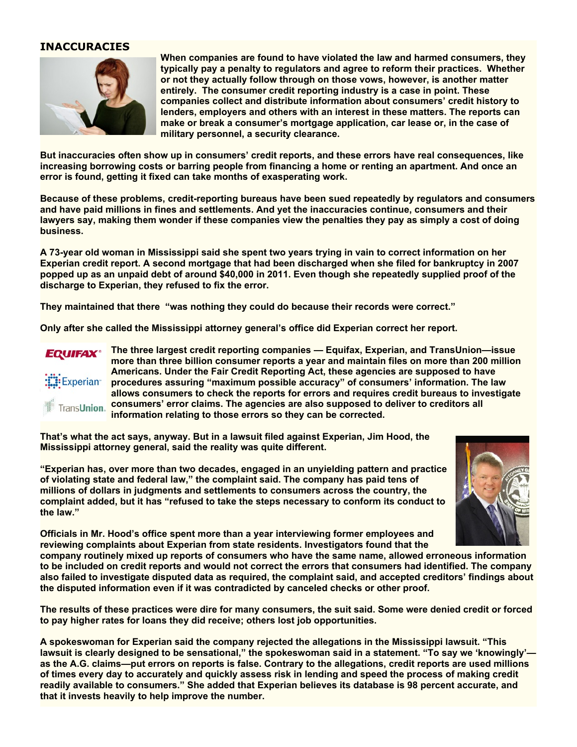## INACCURACIES

**When companies are found to have violated the law and harmed consumers, they typically pay a penalty to regulators and agree to reform their practices. Whether or not they actually follow through on those vows, however, is another matter entirely. The consumer credit reporting industry is a case in point. These companies collect and distribute information about consumers' credit history to lenders, employers and others with an interest in these matters. The reports can make or break a consumer's mortgage application, car lease or, in the case of military personnel, a security clearance.**

**But inaccuracies often show up in consumers' credit reports, and these errors have real consequences, like increasing borrowing costs or barring people from financing a home or renting an apartment. And once an error is found, getting it fixed can take months of exasperating work.**

**Because of these problems, credit-reporting bureaus have been sued repeatedly by regulators and consumers and have paid millions in fines and settlements. And yet the inaccuracies continue, consumers and their lawyers say, making them wonder if these companies view the penalties they pay as simply a cost of doing business.**

**A 73-year old woman in Mississippi said she spent two years trying in vain to correct information on her Experian credit report. A second mortgage that had been discharged when she filed for bankruptcy in 2007 popped up as an unpaid debt of around $40,000 in 2011. Even though she repeatedly supplied proof of the discharge to Experian, they refused to fix the error.**

**They maintained that there "was nothing they could do because their records were correct."**

**Only after she called the Mississippi attorney general's office did Experian correct her report.**

**The three largest credit reporting companies — Equifax, Experian, and TransUnion—issue more than three billion consumer reports a year and maintain files on more than 200 million Americans. Under the Fair Credit Reporting Act, these agencies are supposed to have procedures assuring "maximum possible accuracy" of consumers' information. The law allows consumers to check the reports for errors and requires credit bureaus to investigate consumers' error claims. The agencies are also supposed to deliver to creditors all information relating to those errors so they can be corrected.**

**That's what the act says, anyway. But in a lawsuit filed against Experian, Jim Hood, the Mississippi attorney general, said the reality was quite different.**

**"Experian has, over more than two decades, engaged in an unyielding pattern and practice of violating state and federal law," the complaint said. The company has paid tens of millions of dollars in judgments and settlements to consumers across the country, the complaint added, but it has "refused to take the steps necessary to conform its conduct to the law."**

**Officials in Mr. Hood's office spent more than a year interviewing former employees and reviewing complaints about Experian from state residents. Investigators found that the company routinely mixed up reports of consumers who have the same name, allowed erroneous information to be included on credit reports and would not correct the errors that consumers had identified. The company also failed to investigate disputed data as required, the complaint said, and accepted creditors' findings about the disputed information even if it was contradicted by canceled checks or other proof.**

**The results of these practices were dire for many consumers, the suit said. Some were denied credit or forced to pay higher rates for loans they did receive; others lost job opportunities.**

**A spokeswoman for Experian said the company rejected the allegations in the Mississippi lawsuit. "This lawsuit is clearly designed to be sensational," the spokeswoman said in a statement. "To say we 'knowingly'—as the A.G. claims—put errors on reports is false. Contrary to the allegations, credit reports are used millions of times every day to accurately and quickly assess risk in lending and speed the process of making credit readily available to consumers." She added that Experian believes its database is 98 percent accurate, and that it invests heavily to help improve the number.**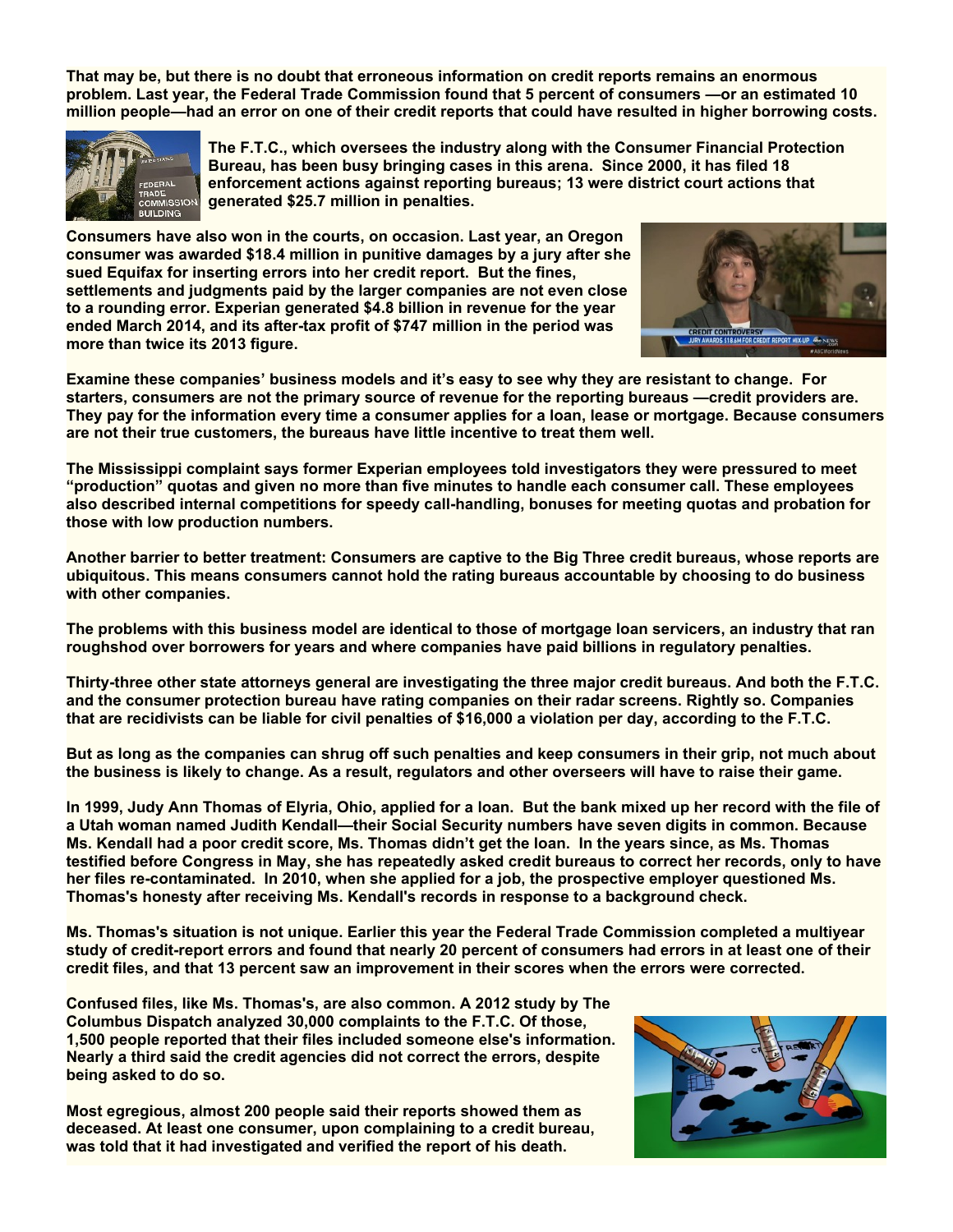**That may be, but there is no doubt that erroneous information on credit reports remains an enormous problem. Last year, the Federal Trade Commission found that 5 percent of consumers —or an estimated 10 million people—had an error on one of their credit reports that could have resulted in higher borrowing costs.**

**The F.T.C., which oversees the industry along with the Consumer Financial Protection Bureau, has been busy bringing cases in this arena. Since 2000, it has filed 18 enforcement actions against reporting bureaus; 13 were district court actions that generated $25.7 million in penalties.**

**Consumers have also won in the courts, on occasion. Last year, an Oregon consumer was awarded $18.4 million in punitive damages by a jury after she sued Equifax for inserting errors into her credit report. But the fines, settlements and judgments paid by the larger companies are not even close to a rounding error. Experian generated $4.8 billion in revenue for the year ended March 2014, and its after-tax profit of $747 million in the period was more than twice its 2013 figure.**

**Examine these companies' business models and it's easy to see why they are resistant to change. For starters, consumers are not the primary source of revenue for the reporting bureaus —credit providers are. They pay for the information every time a consumer applies for a loan, lease or mortgage. Because consumers are not their true customers, the bureaus have little incentive to treat them well.**

**The Mississippi complaint says former Experian employees told investigators they were pressured to meet "production" quotas and given no more than five minutes to handle each consumer call. These employees also described internal competitions for speedy call-handling, bonuses for meeting quotas and probation for those with low production numbers.**

**Another barrier to better treatment: Consumers are captive to the Big Three credit bureaus, whose reports are ubiquitous. This means consumers cannot hold the rating bureaus accountable by choosing to do business with other companies.**

**The problems with this business model are identical to those of mortgage loan servicers, an industry that ran roughshod over borrowers for years and where companies have paid billions in regulatory penalties.**

**Thirty-three other state attorneys general are investigating the three major credit bureaus. And both the F.T.C. and the consumer protection bureau have rating companies on their radar screens. Rightly so. Companies that are recidivists can be liable for civil penalties of $16,000 a violation per day, according to the F.T.C.**

**But as long as the companies can shrug off such penalties and keep consumers in their grip, not much about the business is likely to change. As a result, regulators and other overseers will have to raise their game.**

**In 1999, Judy Ann Thomas of Elyria, Ohio, applied for a loan. But the bank mixed up her record with the file of a Utah woman named Judith Kendall—their Social Security numbers have seven digits in common. Because Ms. Kendall had a poor credit score, Ms. Thomas didn't get the loan. In the years since, as Ms. Thomas testified before Congress in May, she has repeatedly asked credit bureaus to correct her records, only to have her files re-contaminated. In 2010, when she applied for a job, the prospective employer questioned Ms. Thomas's honesty after receiving Ms. Kendall's records in response to a background check.**

**Ms. Thomas's situation is not unique. Earlier this year the Federal Trade Commission completed a multiyear study of credit-report errors and found that nearly 20 percent of consumers had errors in at least one of their credit files, and that 13 percent saw an improvement in their scores when the errors were corrected.**

**Confused files, like Ms. Thomas's, are also common. A 2012 study by The Columbus Dispatch analyzed 30,000 complaints to the F.T.C. Of those, 1,500 people reported that their files included someone else's information. Nearly a third said the credit agencies did not correct the errors, despite being asked to do so.**

**Most egregious, almost 200 people said their reports showed them as deceased. At least one consumer, upon complaining to a credit bureau, was told that it had investigated and verified the report of his death.**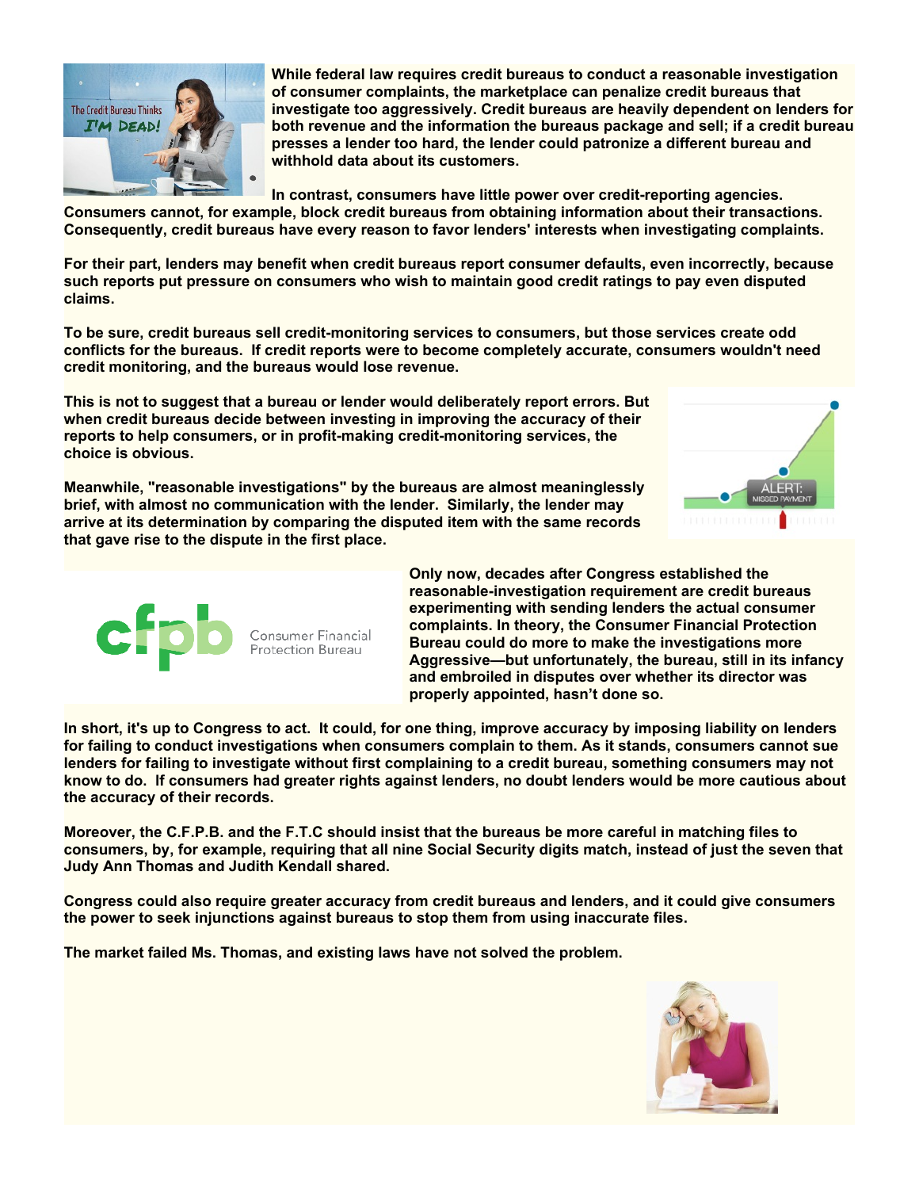**While federal law requires credit bureaus to conduct a reasonable investigation of consumer complaints, the marketplace can penalize credit bureaus that investigate too aggressively. Credit bureaus are heavily dependent on lenders for both revenue and the information the bureaus package and sell; if a credit bureau presses a lender too hard, the lender could patronize a different bureau and withhold data about its customers.**

**In contrast, consumers have little power over credit-reporting agencies. Consumers cannot, for example, block credit bureaus from obtaining information about their transactions. Consequently, credit bureaus have every reason to favor lenders' interests when investigating complaints.**

**For their part, lenders may benefit when credit bureaus report consumer defaults, even incorrectly, because such reports put pressure on consumers who wish to maintain good credit ratings to pay even disputed claims.**

**To be sure, credit bureaus sell credit-monitoring services to consumers, but those services create odd conflicts for the bureaus. If credit reports were to become completely accurate, consumers wouldn't need credit monitoring, and the bureaus would lose revenue.**

**This is not to suggest that a bureau or lender would deliberately report errors. But when credit bureaus decide between investing in improving the accuracy of their reports to help consumers, or in profit-making credit-monitoring services, the choice is obvious.**

**Meanwhile, "reasonable investigations" by the bureaus are almost meaninglessly brief, with almost no communication with the lender. Similarly, the lender may arrive at its determination by comparing the disputed item with the same records that gave rise to the dispute in the first place.**

**Only now, decades after Congress established the reasonable-investigation requirement are credit bureaus experimenting with sending lenders the actual consumer complaints. In theory, the Consumer Financial Protection Bureau could do more to make the investigations more Aggressive—but unfortunately, the bureau, still in its infancy and embroiled in disputes over whether its director was properly appointed, hasn't done so.**

**In short, it's up to Congress to act. It could, for one thing, improve accuracy by imposing liability on lenders for failing to conduct investigations when consumers complain to them. As it stands, consumers cannot sue lenders for failing to investigate without first complaining to a credit bureau, something consumers may not know to do. If consumers had greater rights against lenders, no doubt lenders would be more cautious about the accuracy of their records.**

**Moreover, the C.F.P.B. and the F.T.C should insist that the bureaus be more careful in matching files to consumers, by, for example, requiring that all nine Social Security digits match, instead of just the seven that Judy Ann Thomas and Judith Kendall shared.**

**Congress could also require greater accuracy from credit bureaus and lenders, and it could give consumers the power to seek injunctions against bureaus to stop them from using inaccurate files.**

**The market failed Ms. Thomas, and existing laws have not solved the problem.**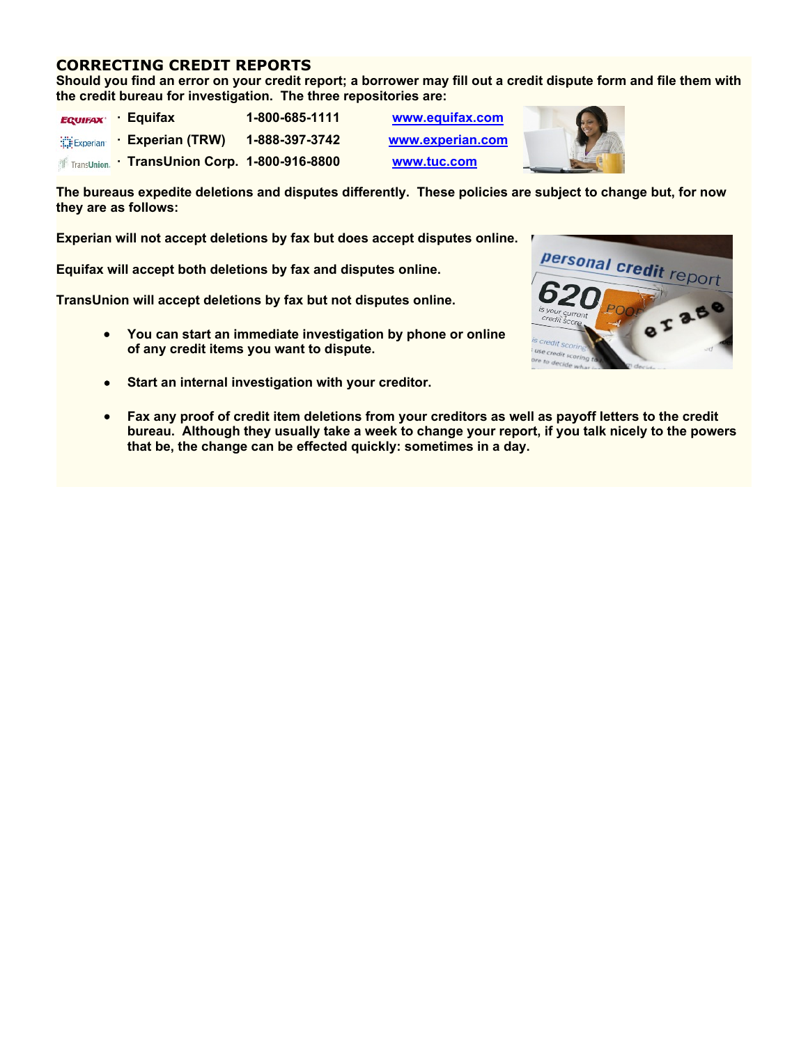## CORRECTING CREDIT REPORTS

**Should you find an error on your credit report; a borrower may fill out a credit dispute form and file them with the credit bureau for investigation. The three repositories are:**

| | | |
|---|---|---|
| · **Equifax** | **1-800-685-1111** | www.equifax.com |
| · **Experian (TRW)** | **1-888-397-3742** | www.experian.com |
| · **TransUnion Corp.** | **1-800-916-8800** | www.tuc.com |

**The bureaus expedite deletions and disputes differently. These policies are subject to change but, for now they are as follows:**

**Experian will not accept deletions by fax but does accept disputes online.**

**Equifax will accept both deletions by fax and disputes online.**

**TransUnion will accept deletions by fax but not disputes online.**

- **You can start an immediate investigation by phone or online of any credit items you want to dispute.**
- **Start an internal investigation with your creditor.**
- **Fax any proof of credit item deletions from your creditors as well as payoff letters to the credit bureau. Although they usually take a week to change your report, if you talk nicely to the powers that be, the change can be effected quickly: sometimes in a day.**